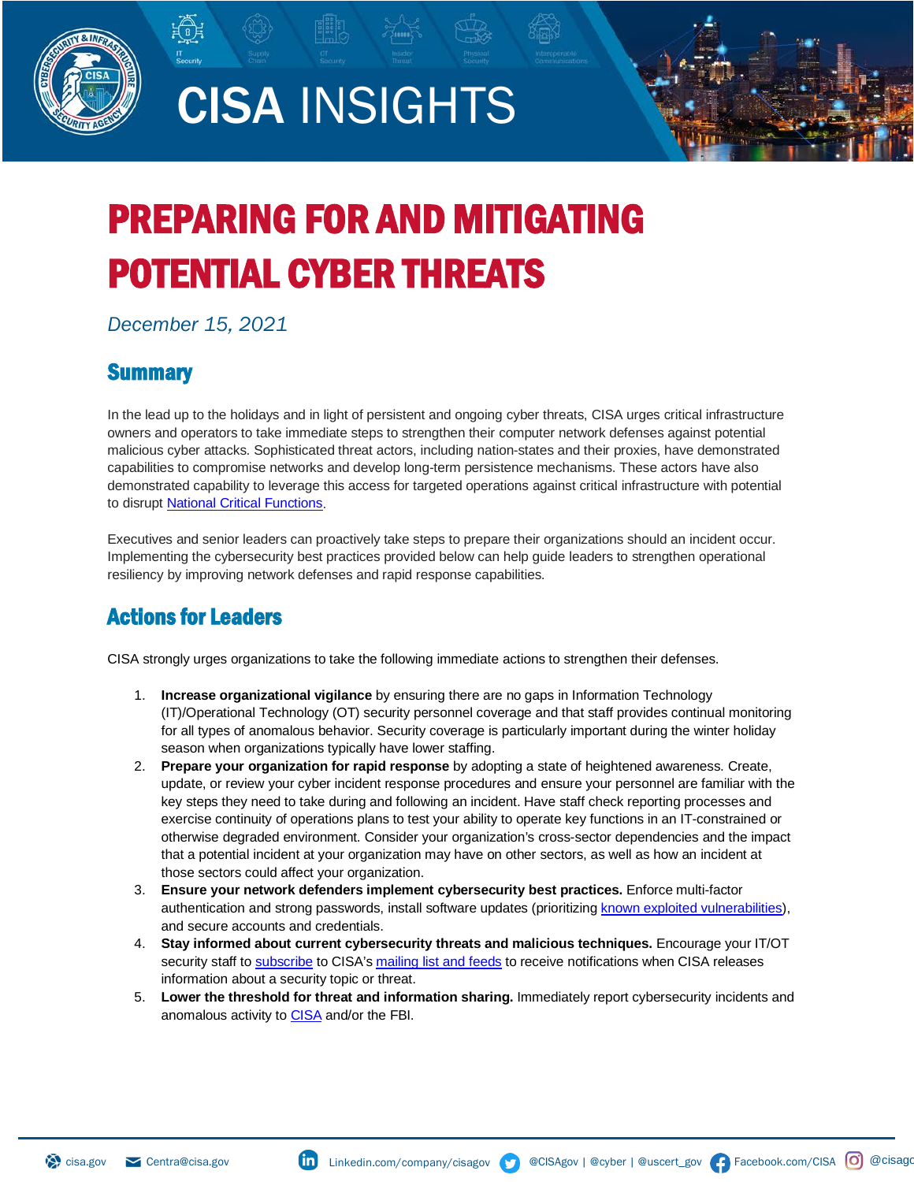# CISA INSIGHTS

# PREPARING FOR AND MITIGATING POTENTIAL CYBER THREATS

*December 15, 2021*

## Summary

In the lead up to the holidays and in light of persistent and ongoing cyber threats, CISA urges critical infrastructure owners and operators to take immediate steps to strengthen their computer network defenses against potential malicious cyber attacks. Sophisticated threat actors, including nation-states and their proxies, have demonstrated capabilities to compromise networks and develop long-term persistence mechanisms. These actors have also demonstrated capability to leverage this access for targeted operations against critical infrastructure with potential to disrupt National Critical Functions.

Executives and senior leaders can proactively take steps to prepare their organizations should an incident occur. Implementing the cybersecurity best practices provided below can help guide leaders to strengthen operational resiliency by improving network defenses and rapid response capabilities.

## Actions for Leaders

CISA strongly urges organizations to take the following immediate actions to strengthen their defenses.

1. **Increase organizational vigilance** by ensuring there are no gaps in Information Technology (IT)/Operational Technology (OT) security personnel coverage and that staff provides continual monitoring for all types of anomalous behavior. Security coverage is particularly important during the winter holiday season when organizations typically have lower staffing.
2. **Prepare your organization for rapid response** by adopting a state of heightened awareness. Create, update, or review your cyber incident response procedures and ensure your personnel are familiar with the key steps they need to take during and following an incident. Have staff check reporting processes and exercise continuity of operations plans to test your ability to operate key functions in an IT-constrained or otherwise degraded environment. Consider your organization's cross-sector dependencies and the impact that a potential incident at your organization may have on other sectors, as well as how an incident at those sectors could affect your organization.
3. **Ensure your network defenders implement cybersecurity best practices.** Enforce multi-factor authentication and strong passwords, install software updates (prioritizing known exploited vulnerabilities), and secure accounts and credentials.
4. **Stay informed about current cybersecurity threats and malicious techniques.** Encourage your IT/OT security staff to subscribe to CISA's mailing list and feeds to receive notifications when CISA releases information about a security topic or threat.
5. **Lower the threshold for threat and information sharing.** Immediately report cybersecurity incidents and anomalous activity to CISA and/or the FBI.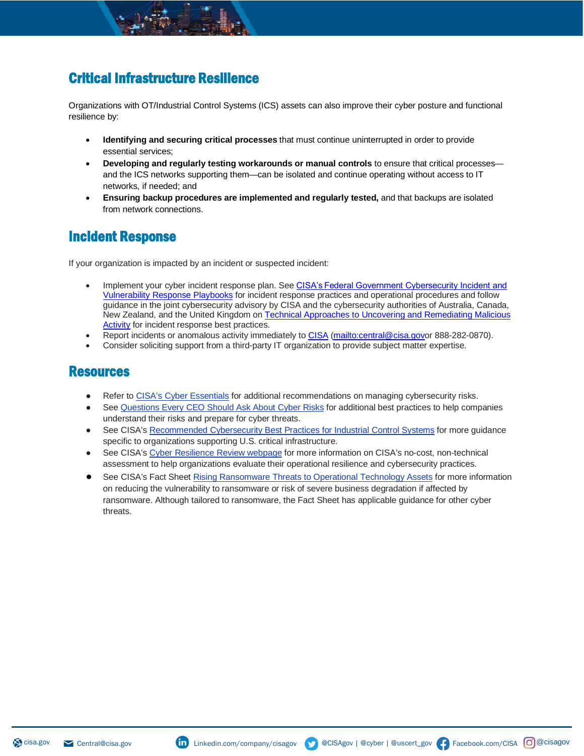## Critical Infrastructure Resilience

Organizations with OT/Industrial Control Systems (ICS) assets can also improve their cyber posture and functional resilience by:

- **Identifying and securing critical processes** that must continue uninterrupted in order to provide essential services;
- **Developing and regularly testing workarounds or manual controls** to ensure that critical processes—and the ICS networks supporting them—can be isolated and continue operating without access to IT networks, if needed; and
- **Ensuring backup procedures are implemented and regularly tested,** and that backups are isolated from network connections.

## Incident Response

If your organization is impacted by an incident or suspected incident:

- Implement your cyber incident response plan. See CISA's Federal Government Cybersecurity Incident and Vulnerability Response Playbooks for incident response practices and operational procedures and follow guidance in the joint cybersecurity advisory by CISA and the cybersecurity authorities of Australia, Canada, New Zealand, and the United Kingdom on Technical Approaches to Uncovering and Remediating Malicious Activity for incident response best practices.
- Report incidents or anomalous activity immediately to CISA (mailto:central@cisa.govor 888-282-0870).
- Consider soliciting support from a third-party IT organization to provide subject matter expertise.

## Resources

- Refer to CISA's Cyber Essentials for additional recommendations on managing cybersecurity risks.
- See Questions Every CEO Should Ask About Cyber Risks for additional best practices to help companies understand their risks and prepare for cyber threats.
- See CISA's Recommended Cybersecurity Best Practices for Industrial Control Systems for more guidance specific to organizations supporting U.S. critical infrastructure.
- See CISA's Cyber Resilience Review webpage for more information on CISA's no-cost, non-technical assessment to help organizations evaluate their operational resilience and cybersecurity practices.
- See CISA's Fact Sheet Rising Ransomware Threats to Operational Technology Assets for more information on reducing the vulnerability to ransomware or risk of severe business degradation if affected by ransomware. Although tailored to ransomware, the Fact Sheet has applicable guidance for other cyber threats.